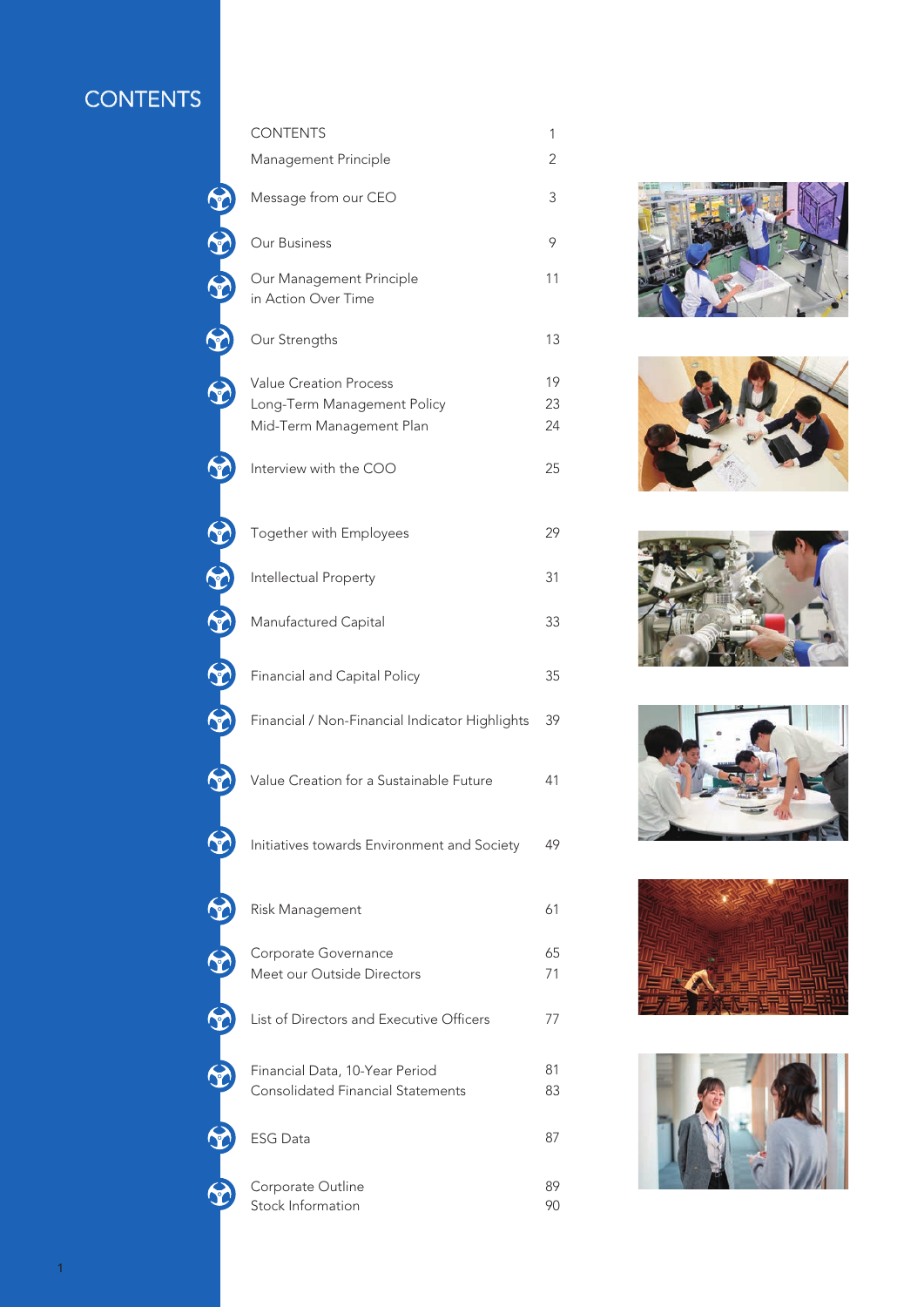# CONTENTS

| | |
|---|---|
| CONTENTS | 1 |
| Management Principle | 2 |
| Message from our CEO | 3 |
| Our Business | 9 |
| Our Management Principle in Action Over Time | 11 |
| Our Strengths | 13 |
| Value Creation Process | 19 |
| Long-Term Management Policy | 23 |
| Mid-Term Management Plan | 24 |
| Interview with the COO | 25 |
| Together with Employees | 29 |
| Intellectual Property | 31 |
| Manufactured Capital | 33 |
| Financial and Capital Policy | 35 |
| Financial / Non-Financial Indicator Highlights | 39 |
| Value Creation for a Sustainable Future | 41 |
| Initiatives towards Environment and Society | 49 |
| Risk Management | 61 |
| Corporate Governance | 65 |
| Meet our Outside Directors | 71 |
| List of Directors and Executive Officers | 77 |
| Financial Data, 10-Year Period | 81 |
| Consolidated Financial Statements | 83 |
| ESG Data | 87 |
| Corporate Outline | 89 |
| Stock Information | 90 |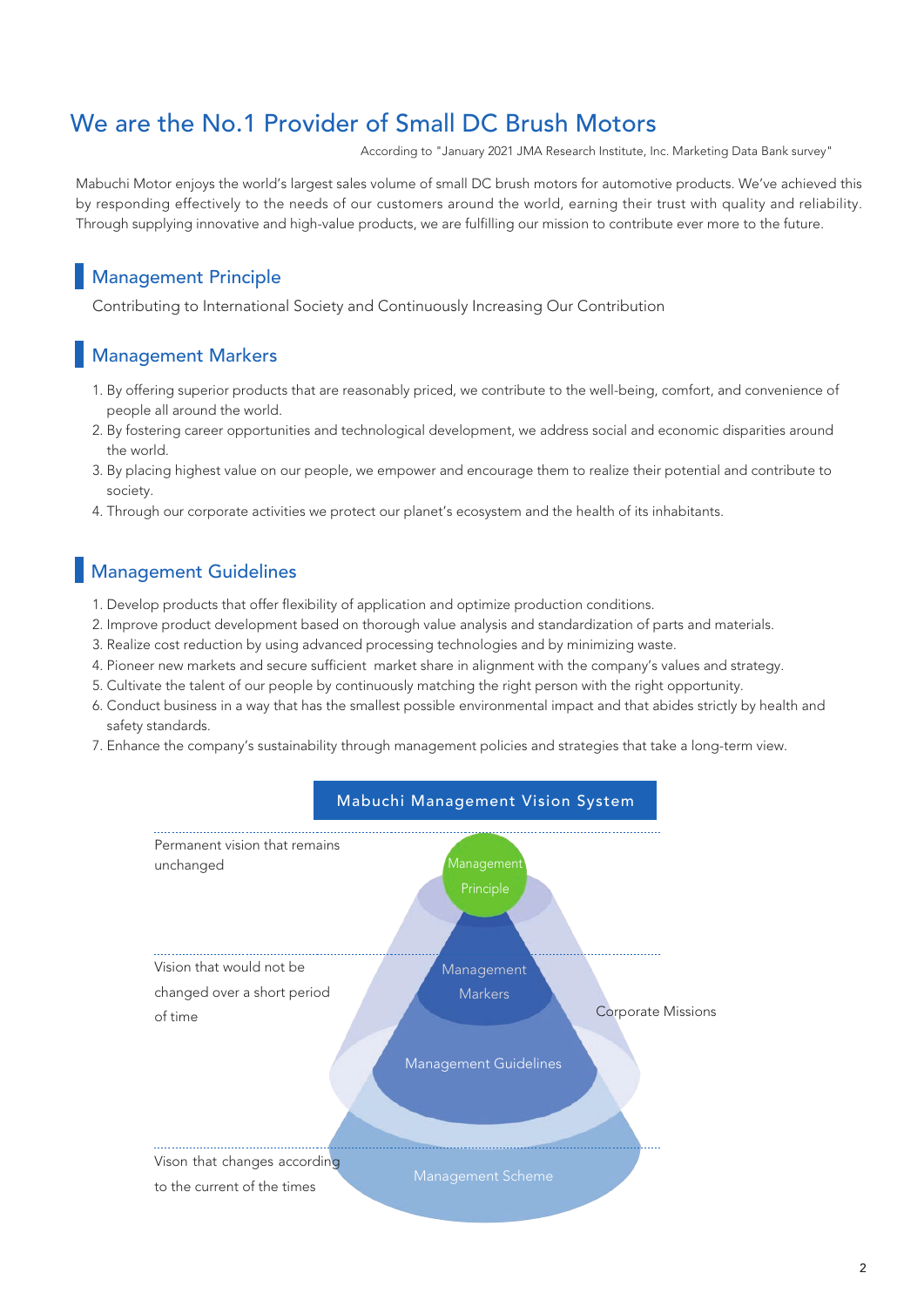# We are the No.1 Provider of Small DC Brush Motors

According to "January 2021 JMA Research Institute, Inc. Marketing Data Bank survey"

Mabuchi Motor enjoys the world's largest sales volume of small DC brush motors for automotive products. We've achieved this by responding effectively to the needs of our customers around the world, earning their trust with quality and reliability. Through supplying innovative and high-value products, we are fulfilling our mission to contribute ever more to the future.

## Management Principle

Contributing to International Society and Continuously Increasing Our Contribution

## Management Markers

1. By offering superior products that are reasonably priced, we contribute to the well-being, comfort, and convenience of people all around the world.
2. By fostering career opportunities and technological development, we address social and economic disparities around the world.
3. By placing highest value on our people, we empower and encourage them to realize their potential and contribute to society.
4. Through our corporate activities we protect our planet's ecosystem and the health of its inhabitants.

## Management Guidelines

1. Develop products that offer flexibility of application and optimize production conditions.
2. Improve product development based on thorough value analysis and standardization of parts and materials.
3. Realize cost reduction by using advanced processing technologies and by minimizing waste.
4. Pioneer new markets and secure sufficient market share in alignment with the company's values and strategy.
5. Cultivate the talent of our people by continuously matching the right person with the right opportunity.
6. Conduct business in a way that has the smallest possible environmental impact and that abides strictly by health and safety standards.
7. Enhance the company's sustainability through management policies and strategies that take a long-term view.

Mabuchi Management Vision System

Permanent vision that remains unchanged

Management Principle

Vision that would not be changed over a short period of time

Management Markers

Corporate Missions

Management Guidelines

Vison that changes according to the current of the times

Management Scheme